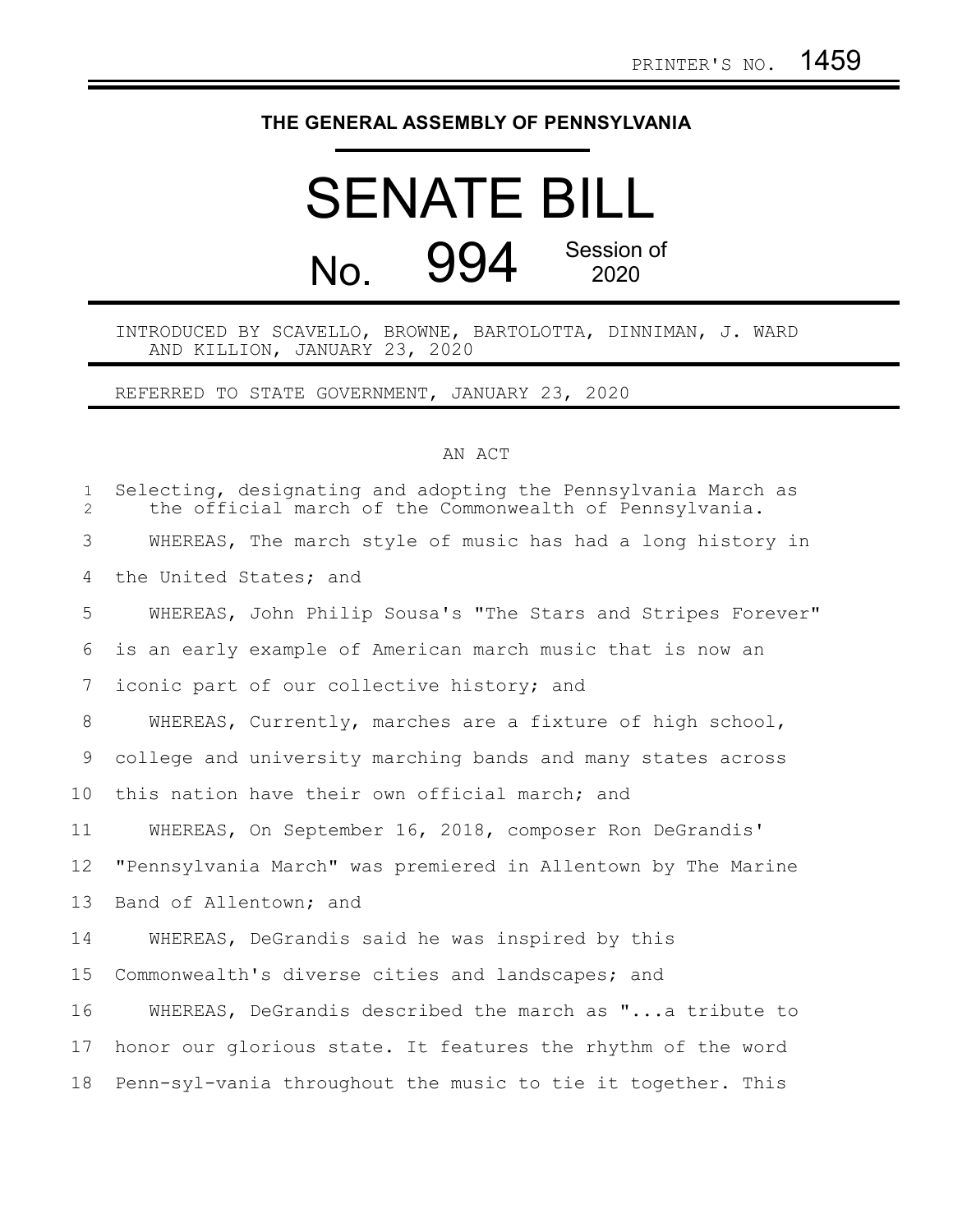PRINTER'S NO. 1459

# THE GENERAL ASSEMBLY OF PENNSYLVANIA

# SENATE BILL

## No. 994 Session of 2020

INTRODUCED BY SCAVELLO, BROWNE, BARTOLOTTA, DINNIMAN, J. WARD AND KILLION, JANUARY 23, 2020

REFERRED TO STATE GOVERNMENT, JANUARY 23, 2020

AN ACT

Selecting, designating and adopting the Pennsylvania March as the official march of the Commonwealth of Pennsylvania.

WHEREAS, The march style of music has had a long history in the United States; and

WHEREAS, John Philip Sousa's "The Stars and Stripes Forever" is an early example of American march music that is now an iconic part of our collective history; and

WHEREAS, Currently, marches are a fixture of high school, college and university marching bands and many states across this nation have their own official march; and

WHEREAS, On September 16, 2018, composer Ron DeGrandis' "Pennsylvania March" was premiered in Allentown by The Marine Band of Allentown; and

WHEREAS, DeGrandis said he was inspired by this Commonwealth's diverse cities and landscapes; and

WHEREAS, DeGrandis described the march as "...a tribute to honor our glorious state. It features the rhythm of the word Penn-syl-vania throughout the music to tie it together. This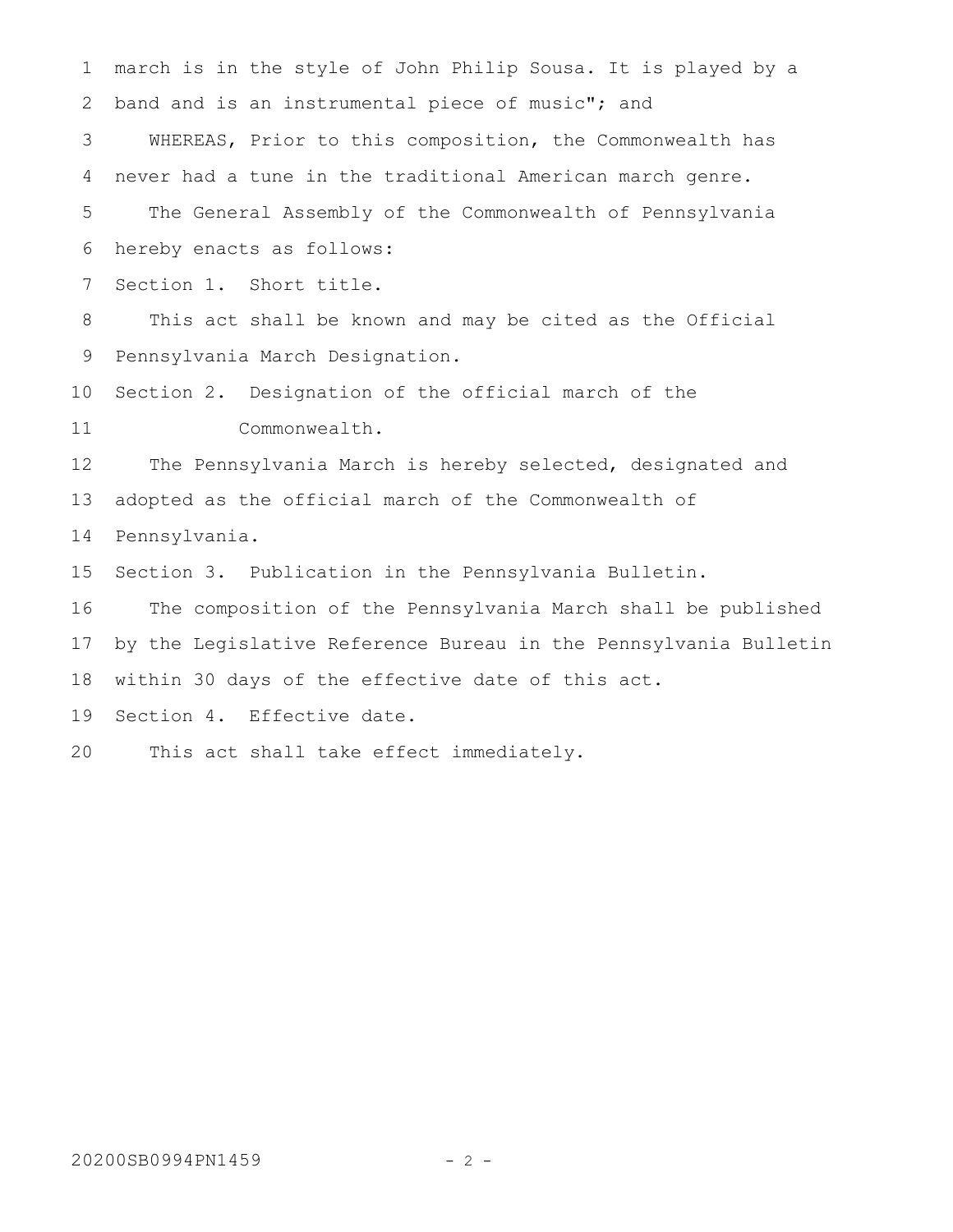march is in the style of John Philip Sousa. It is played by a band and is an instrumental piece of music"; and

WHEREAS, Prior to this composition, the Commonwealth has never had a tune in the traditional American march genre.

The General Assembly of the Commonwealth of Pennsylvania hereby enacts as follows:

Section 1. Short title.

This act shall be known and may be cited as the Official Pennsylvania March Designation.

Section 2. Designation of the official march of the Commonwealth.

The Pennsylvania March is hereby selected, designated and adopted as the official march of the Commonwealth of Pennsylvania.

Section 3. Publication in the Pennsylvania Bulletin.

The composition of the Pennsylvania March shall be published by the Legislative Reference Bureau in the Pennsylvania Bulletin within 30 days of the effective date of this act.

Section 4. Effective date.

This act shall take effect immediately.